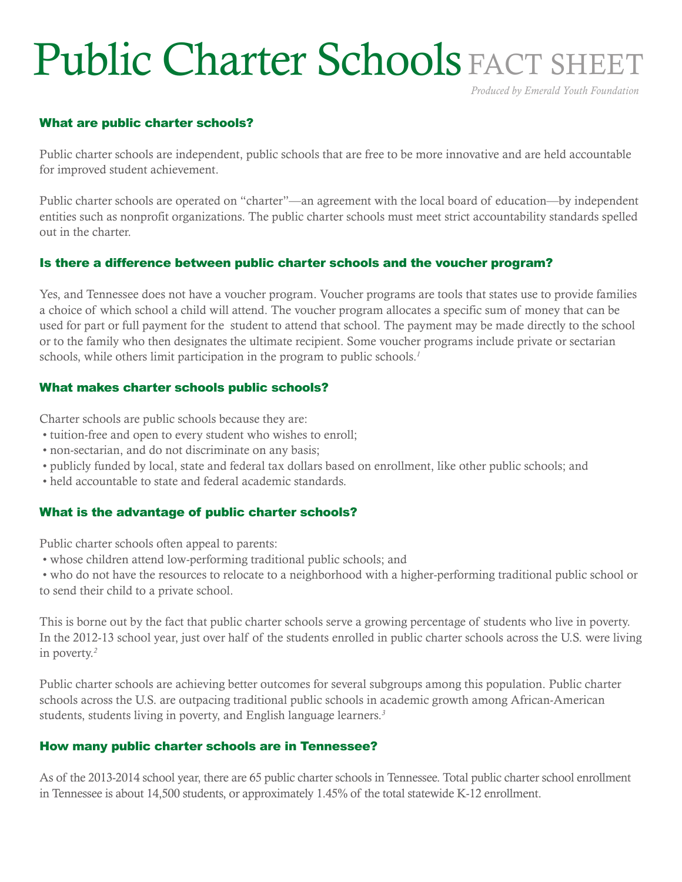# Public Charter Schools FACT SHEET

*Produced by Emerald Youth Foundation*

### What are public charter schools?

Public charter schools are independent, public schools that are free to be more innovative and are held accountable for improved student achievement.

Public charter schools are operated on "charter"—an agreement with the local board of education—by independent entities such as nonprofit organizations. The public charter schools must meet strict accountability standards spelled out in the charter.

### Is there a difference between public charter schools and the voucher program?

Yes, and Tennessee does not have a voucher program. Voucher programs are tools that states use to provide families a choice of which school a child will attend. The voucher program allocates a specific sum of money that can be used for part or full payment for the student to attend that school. The payment may be made directly to the school or to the family who then designates the ultimate recipient. Some voucher programs include private or sectarian schools, while others limit participation in the program to public schools.[1]

### What makes charter schools public schools?

Charter schools are public schools because they are:

- tuition-free and open to every student who wishes to enroll;
- non-sectarian, and do not discriminate on any basis;
- publicly funded by local, state and federal tax dollars based on enrollment, like other public schools; and
- held accountable to state and federal academic standards.

### What is the advantage of public charter schools?

Public charter schools often appeal to parents:

- whose children attend low-performing traditional public schools; and
- who do not have the resources to relocate to a neighborhood with a higher-performing traditional public school or to send their child to a private school.

This is borne out by the fact that public charter schools serve a growing percentage of students who live in poverty. In the 2012-13 school year, just over half of the students enrolled in public charter schools across the U.S. were living in poverty.[2]

Public charter schools are achieving better outcomes for several subgroups among this population. Public charter schools across the U.S. are outpacing traditional public schools in academic growth among African-American students, students living in poverty, and English language learners.[3]

### How many public charter schools are in Tennessee?

As of the 2013-2014 school year, there are 65 public charter schools in Tennessee. Total public charter school enrollment in Tennessee is about 14,500 students, or approximately 1.45% of the total statewide K-12 enrollment.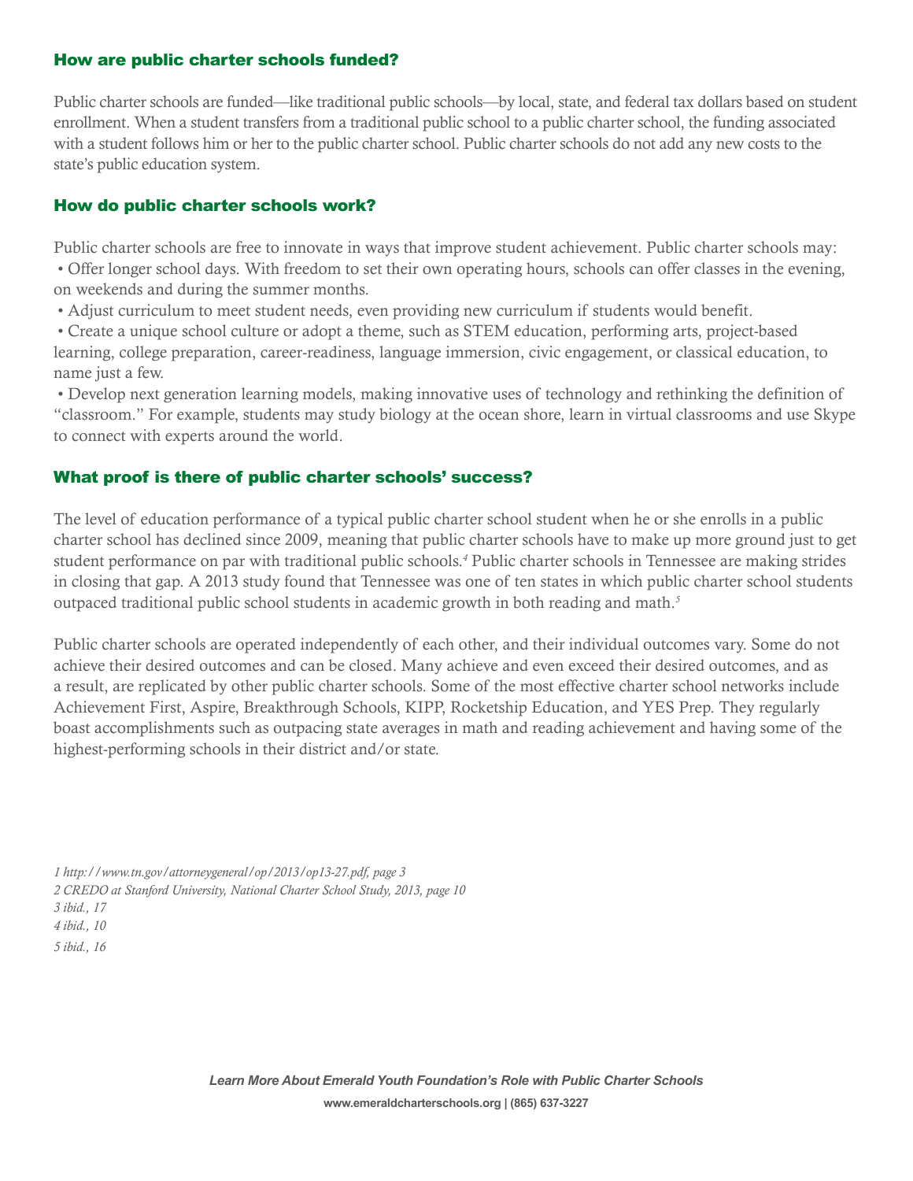## How are public charter schools funded?

Public charter schools are funded—like traditional public schools—by local, state, and federal tax dollars based on student enrollment. When a student transfers from a traditional public school to a public charter school, the funding associated with a student follows him or her to the public charter school. Public charter schools do not add any new costs to the state's public education system.

## How do public charter schools work?

Public charter schools are free to innovate in ways that improve student achievement. Public charter schools may:

- Offer longer school days. With freedom to set their own operating hours, schools can offer classes in the evening, on weekends and during the summer months.
- Adjust curriculum to meet student needs, even providing new curriculum if students would benefit.
- Create a unique school culture or adopt a theme, such as STEM education, performing arts, project-based learning, college preparation, career-readiness, language immersion, civic engagement, or classical education, to name just a few.
- Develop next generation learning models, making innovative uses of technology and rethinking the definition of "classroom." For example, students may study biology at the ocean shore, learn in virtual classrooms and use Skype to connect with experts around the world.

## What proof is there of public charter schools' success?

The level of education performance of a typical public charter school student when he or she enrolls in a public charter school has declined since 2009, meaning that public charter schools have to make up more ground just to get student performance on par with traditional public schools.[4] Public charter schools in Tennessee are making strides in closing that gap. A 2013 study found that Tennessee was one of ten states in which public charter school students outpaced traditional public school students in academic growth in both reading and math.[5]

Public charter schools are operated independently of each other, and their individual outcomes vary. Some do not achieve their desired outcomes and can be closed. Many achieve and even exceed their desired outcomes, and as a result, are replicated by other public charter schools. Some of the most effective charter school networks include Achievement First, Aspire, Breakthrough Schools, KIPP, Rocketship Education, and YES Prep. They regularly boast accomplishments such as outpacing state averages in math and reading achievement and having some of the highest-performing schools in their district and/or state.

*1 http://www.tn.gov/attorneygeneral/op/2013/op13-27.pdf, page 3*
*2 CREDO at Stanford University, National Charter School Study, 2013, page 10*
*3 ibid., 17*
*4 ibid., 10*
*5 ibid., 16*

***Learn More About Emerald Youth Foundation's Role with Public Charter Schools***

**www.emeraldcharterschools.org | (865) 637-3227**